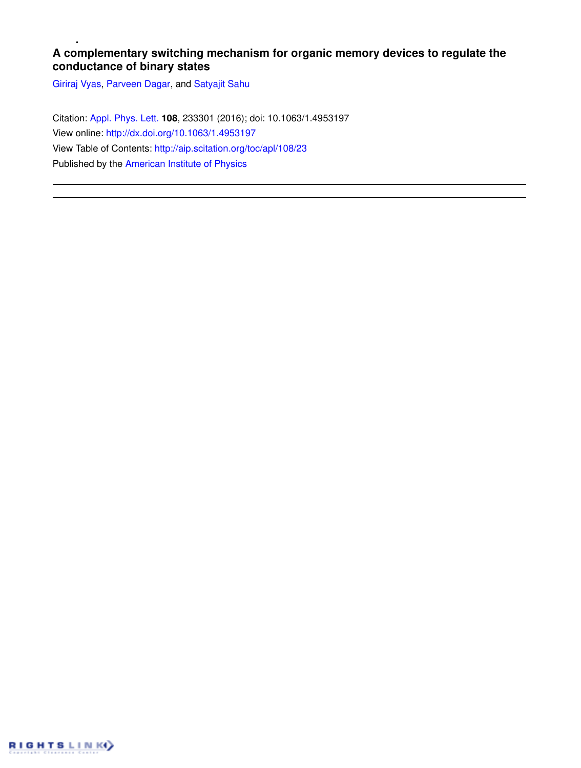# A complementary switching mechanism for organic memory devices to regulate the conductance of binary states

Giriraj Vyas, Parveen Dagar, and Satyajit Sahu

Citation: Appl. Phys. Lett. **108**, 233301 (2016); doi: 10.1063/1.4953197

View online: http://dx.doi.org/10.1063/1.4953197

View Table of Contents: http://aip.scitation.org/toc/apl/108/23

Published by the American Institute of Physics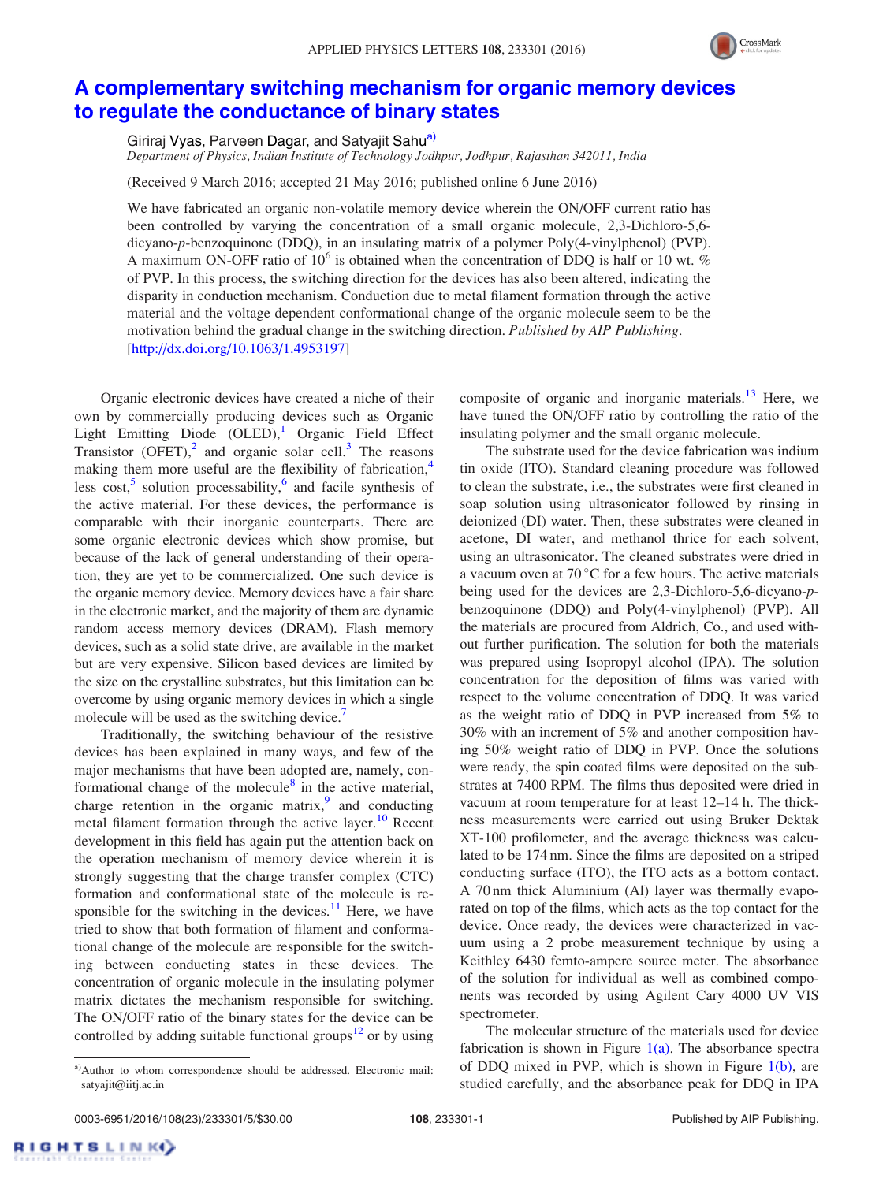# A complementary switching mechanism for organic memory devices to regulate the conductance of binary states

Giriraj Vyas, Parveen Dagar, and Satyajit Sahu[a]

*Department of Physics, Indian Institute of Technology Jodhpur, Jodhpur, Rajasthan 342011, India*

(Received 9 March 2016; accepted 21 May 2016; published online 6 June 2016)

We have fabricated an organic non-volatile memory device wherein the ON/OFF current ratio has been controlled by varying the concentration of a small organic molecule, 2,3-Dichloro-5,6-dicyano-*p*-benzoquinone (DDQ), in an insulating matrix of a polymer Poly(4-vinylphenol) (PVP). A maximum ON-OFF ratio of $10^6$ is obtained when the concentration of DDQ is half or 10 wt. % of PVP. In this process, the switching direction for the devices has also been altered, indicating the disparity in conduction mechanism. Conduction due to metal filament formation through the active material and the voltage dependent conformational change of the organic molecule seem to be the motivation behind the gradual change in the switching direction. *Published by AIP Publishing.* [http://dx.doi.org/10.1063/1.4953197]

Organic electronic devices have created a niche of their own by commercially producing devices such as Organic Light Emitting Diode (OLED),[1] Organic Field Effect Transistor (OFET),[2] and organic solar cell.[3] The reasons making them more useful are the flexibility of fabrication,[4] less cost,[5] solution processability,[6] and facile synthesis of the active material. For these devices, the performance is comparable with their inorganic counterparts. There are some organic electronic devices which show promise, but because of the lack of general understanding of their operation, they are yet to be commercialized. One such device is the organic memory device. Memory devices have a fair share in the electronic market, and the majority of them are dynamic random access memory devices (DRAM). Flash memory devices, such as a solid state drive, are available in the market but are very expensive. Silicon based devices are limited by the size on the crystalline substrates, but this limitation can be overcome by using organic memory devices in which a single molecule will be used as the switching device.[7]

Traditionally, the switching behaviour of the resistive devices has been explained in many ways, and few of the major mechanisms that have been adopted are, namely, conformational change of the molecule[8] in the active material, charge retention in the organic matrix,[9] and conducting metal filament formation through the active layer.[10] Recent development in this field has again put the attention back on the operation mechanism of memory device wherein it is strongly suggesting that the charge transfer complex (CTC) formation and conformational state of the molecule is responsible for the switching in the devices.[11] Here, we have tried to show that both formation of filament and conformational change of the molecule are responsible for the switching between conducting states in these devices. The concentration of organic molecule in the insulating polymer matrix dictates the mechanism responsible for switching. The ON/OFF ratio of the binary states for the device can be controlled by adding suitable functional groups[12] or by using composite of organic and inorganic materials.[13] Here, we have tuned the ON/OFF ratio by controlling the ratio of the insulating polymer and the small organic molecule.

The substrate used for the device fabrication was indium tin oxide (ITO). Standard cleaning procedure was followed to clean the substrate, i.e., the substrates were first cleaned in soap solution using ultrasonicator followed by rinsing in deionized (DI) water. Then, these substrates were cleaned in acetone, DI water, and methanol thrice for each solvent, using an ultrasonicator. The cleaned substrates were dried in a vacuum oven at 70 °C for a few hours. The active materials being used for the devices are 2,3-Dichloro-5,6-dicyano-*p*-benzoquinone (DDQ) and Poly(4-vinylphenol) (PVP). All the materials are procured from Aldrich, Co., and used without further purification. The solution for both the materials was prepared using Isopropyl alcohol (IPA). The solution concentration for the deposition of films was varied with respect to the volume concentration of DDQ. It was varied as the weight ratio of DDQ in PVP increased from 5% to 30% with an increment of 5% and another composition having 50% weight ratio of DDQ in PVP. Once the solutions were ready, the spin coated films were deposited on the substrates at 7400 RPM. The films thus deposited were dried in vacuum at room temperature for at least 12–14 h. The thickness measurements were carried out using Bruker Dektak XT-100 profilometer, and the average thickness was calculated to be 174 nm. Since the films are deposited on a striped conducting surface (ITO), the ITO acts as a bottom contact. A 70 nm thick Aluminium (Al) layer was thermally evaporated on top of the films, which acts as the top contact for the device. Once ready, the devices were characterized in vacuum using a 2 probe measurement technique by using a Keithley 6430 femto-ampere source meter. The absorbance of the solution for individual as well as combined components was recorded by using Agilent Cary 4000 UV VIS spectrometer.

The molecular structure of the materials used for device fabrication is shown in Figure 1(a). The absorbance spectra of DDQ mixed in PVP, which is shown in Figure 1(b), are studied carefully, and the absorbance peak for DDQ in IPA

[a]Author to whom correspondence should be addressed. Electronic mail: satyajit@iitj.ac.in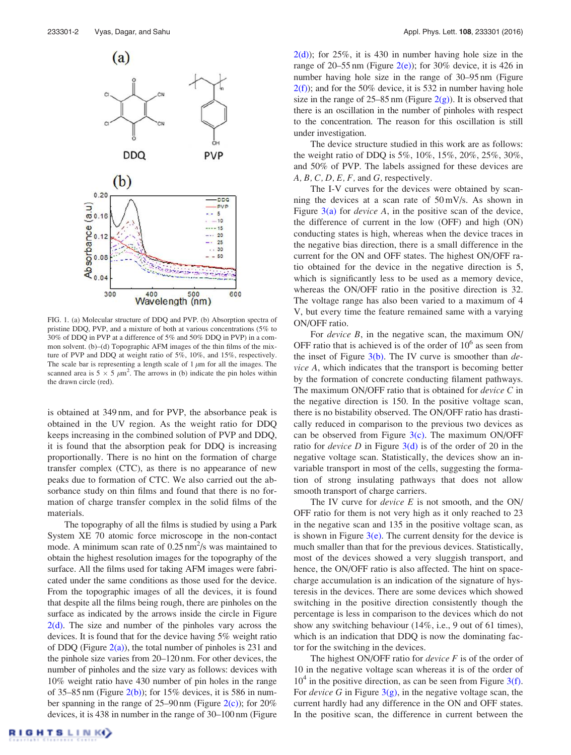FIG. 1. (a) Molecular structure of DDQ and PVP. (b) Absorption spectra of pristine DDQ, PVP, and a mixture of both at various concentrations (5% to 30% of DDQ in PVP at a difference of 5% and 50% DDQ in PVP) in a common solvent. (b)–(d) Topographic AFM images of the thin films of the mixture of PVP and DDQ at weight ratio of 5%, 10%, and 15%, respectively. The scale bar is representing a length scale of 1 $\mu$m for all the images. The scanned area is $5 \times 5$ $\mu m^2$. The arrows in (b) indicate the pin holes within the drawn circle (red).

is obtained at 349 nm, and for PVP, the absorbance peak is obtained in the UV region. As the weight ratio for DDQ keeps increasing in the combined solution of PVP and DDQ, it is found that the absorption peak for DDQ is increasing proportionally. There is no hint on the formation of charge transfer complex (CTC), as there is no appearance of new peaks due to formation of CTC. We also carried out the absorbance study on thin films and found that there is no formation of charge transfer complex in the solid films of the materials.

The topography of all the films is studied by using a Park System XE 70 atomic force microscope in the non-contact mode. A minimum scan rate of 0.25 $nm^2$/s was maintained to obtain the highest resolution images for the topography of the surface. All the films used for taking AFM images were fabricated under the same conditions as those used for the device. From the topographic images of all the devices, it is found that despite all the films being rough, there are pinholes on the surface as indicated by the arrows inside the circle in Figure 2(d). The size and number of the pinholes vary across the devices. It is found that for the device having 5% weight ratio of DDQ (Figure 2(a)), the total number of pinholes is 231 and the pinhole size varies from 20–120 nm. For other devices, the number of pinholes and the size vary as follows: devices with 10% weight ratio have 430 number of pin holes in the range of 35–85 nm (Figure 2(b)); for 15% devices, it is 586 in number spanning in the range of 25–90 nm (Figure 2(c)); for 20% devices, it is 438 in number in the range of 30–100 nm (Figure 2(d)); for 25%, it is 430 in number having hole size in the range of 20–55 nm (Figure 2(e)); for 30% device, it is 426 in number having hole size in the range of 30–95 nm (Figure 2(f)); and for the 50% device, it is 532 in number having hole size in the range of 25–85 nm (Figure 2(g)). It is observed that there is an oscillation in the number of pinholes with respect to the concentration. The reason for this oscillation is still under investigation.

The device structure studied in this work are as follows: the weight ratio of DDQ is 5%, 10%, 15%, 20%, 25%, 30%, and 50% of PVP. The labels assigned for these devices are *A, B, C, D, E, F,* and *G,* respectively.

The I-V curves for the devices were obtained by scanning the devices at a scan rate of 50 mV/s. As shown in Figure 3(a) for *device A*, in the positive scan of the device, the difference of current in the low (OFF) and high (ON) conducting states is high, whereas when the device traces in the negative bias direction, there is a small difference in the current for the ON and OFF states. The highest ON/OFF ratio obtained for the device in the negative direction is 5, which is significantly less to be used as a memory device, whereas the ON/OFF ratio in the positive direction is 32. The voltage range has also been varied to a maximum of 4 V, but every time the feature remained same with a varying ON/OFF ratio.

For *device B*, in the negative scan, the maximum ON/OFF ratio that is achieved is of the order of $10^6$ as seen from the inset of Figure 3(b). The IV curve is smoother than *device A*, which indicates that the transport is becoming better by the formation of concrete conducting filament pathways. The maximum ON/OFF ratio that is obtained for *device C* in the negative direction is 150. In the positive voltage scan, there is no bistability observed. The ON/OFF ratio has drastically reduced in comparison to the previous two devices as can be observed from Figure 3(c). The maximum ON/OFF ratio for *device D* in Figure 3(d) is of the order of 20 in the negative voltage scan. Statistically, the devices show an invariable transport in most of the cells, suggesting the formation of strong insulating pathways that does not allow smooth transport of charge carriers.

The IV curve for *device E* is not smooth, and the ON/OFF ratio for them is not very high as it only reached to 23 in the negative scan and 135 in the positive voltage scan, as is shown in Figure 3(e). The current density for the device is much smaller than that for the previous devices. Statistically, most of the devices showed a very sluggish transport, and hence, the ON/OFF ratio is also affected. The hint on space-charge accumulation is an indication of the signature of hysteresis in the devices. There are some devices which showed switching in the positive direction consistently though the percentage is less in comparison to the devices which do not show any switching behaviour (14%, i.e., 9 out of 61 times), which is an indication that DDQ is now the dominating factor for the switching in the devices.

The highest ON/OFF ratio for *device F* is of the order of 10 in the negative voltage scan whereas it is of the order of $10^4$ in the positive direction, as can be seen from Figure 3(f). For *device G* in Figure 3(g), in the negative voltage scan, the current hardly had any difference in the ON and OFF states. In the positive scan, the difference in current between the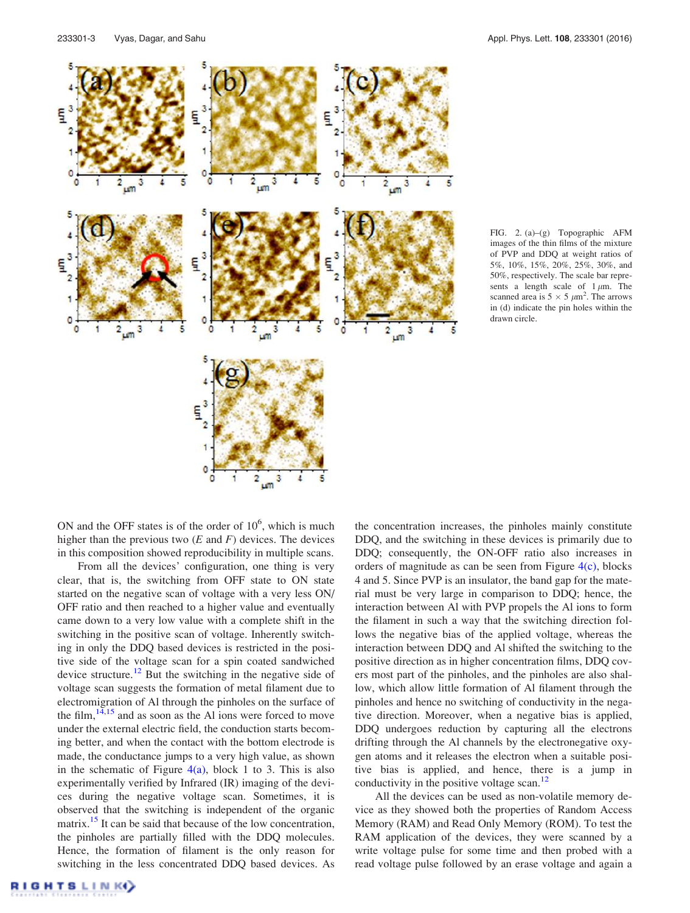FIG. 2. (a)–(g) Topographic AFM images of the thin films of the mixture of PVP and DDQ at weight ratios of 5%, 10%, 15%, 20%, 25%, 30%, and 50%, respectively. The scale bar represents a length scale of 1 $\mu$m. The scanned area is $5 \times 5$ $\mu m^2$. The arrows in (d) indicate the pin holes within the drawn circle.

ON and the OFF states is of the order of $10^6$, which is much higher than the previous two (*E* and *F*) devices. The devices in this composition showed reproducibility in multiple scans.

From all the devices' configuration, one thing is very clear, that is, the switching from OFF state to ON state started on the negative scan of voltage with a very less ON/OFF ratio and then reached to a higher value and eventually came down to a very low value with a complete shift in the switching in the positive scan of voltage. Inherently switching in only the DDQ based devices is restricted in the positive side of the voltage scan for a spin coated sandwiched device structure.[12] But the switching in the negative side of voltage scan suggests the formation of metal filament due to electromigration of Al through the pinholes on the surface of the film,[14,15] and as soon as the Al ions were forced to move under the external electric field, the conduction starts becoming better, and when the contact with the bottom electrode is made, the conductance jumps to a very high value, as shown in the schematic of Figure 4(a), block 1 to 3. This is also experimentally verified by Infrared (IR) imaging of the devices during the negative voltage scan. Sometimes, it is observed that the switching is independent of the organic matrix.[15] It can be said that because of the low concentration, the pinholes are partially filled with the DDQ molecules. Hence, the formation of filament is the only reason for switching in the less concentrated DDQ based devices. As the concentration increases, the pinholes mainly constitute DDQ, and the switching in these devices is primarily due to DDQ; consequently, the ON-OFF ratio also increases in orders of magnitude as can be seen from Figure 4(c), blocks 4 and 5. Since PVP is an insulator, the band gap for the material must be very large in comparison to DDQ; hence, the interaction between Al with PVP propels the Al ions to form the filament in such a way that the switching direction follows the negative bias of the applied voltage, whereas the interaction between DDQ and Al shifted the switching to the positive direction as in higher concentration films, DDQ covers most part of the pinholes, and the pinholes are also shallow, which allow little formation of Al filament through the pinholes and hence no switching of conductivity in the negative direction. Moreover, when a negative bias is applied, DDQ undergoes reduction by capturing all the electrons drifting through the Al channels by the electronegative oxygen atoms and it releases the electron when a suitable positive bias is applied, and hence, there is a jump in conductivity in the positive voltage scan.[12]

All the devices can be used as non-volatile memory device as they showed both the properties of Random Access Memory (RAM) and Read Only Memory (ROM). To test the RAM application of the devices, they were scanned by a write voltage pulse for some time and then probed with a read voltage pulse followed by an erase voltage and again a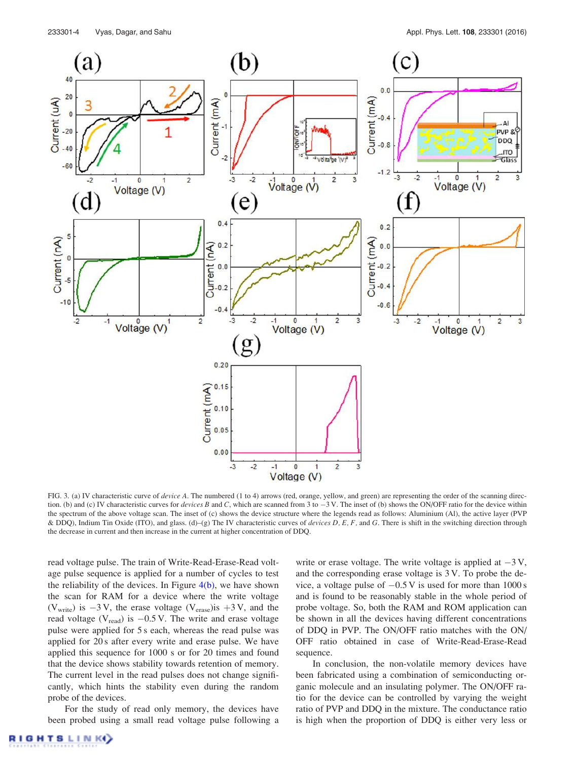FIG. 3. (a) IV characteristic curve of *device A*. The numbered (1 to 4) arrows (red, orange, yellow, and green) are representing the order of the scanning direction. (b) and (c) IV characteristic curves for *devices B* and *C*, which are scanned from 3 to −3 V. The inset of (b) shows the ON/OFF ratio for the device within the spectrum of the above voltage scan. The inset of (c) shows the device structure where the legends read as follows: Aluminium (Al), the active layer (PVP & DDQ), Indium Tin Oxide (ITO), and glass. (d)–(g) The IV characteristic curves of *devices D, E, F,* and *G*. There is shift in the switching direction through the decrease in current and then increase in the current at higher concentration of DDQ.

read voltage pulse. The train of Write-Read-Erase-Read voltage pulse sequence is applied for a number of cycles to test the reliability of the devices. In Figure 4(b), we have shown the scan for RAM for a device where the write voltage ($V_{write}$) is −3 V, the erase voltage ($V_{erase}$)is +3 V, and the read voltage ($V_{read}$) is −0.5 V. The write and erase voltage pulse were applied for 5 s each, whereas the read pulse was applied for 20 s after every write and erase pulse. We have applied this sequence for 1000 s or for 20 times and found that the device shows stability towards retention of memory. The current level in the read pulses does not change significantly, which hints the stability even during the random probe of the devices.

For the study of read only memory, the devices have been probed using a small read voltage pulse following a write or erase voltage. The write voltage is applied at −3 V, and the corresponding erase voltage is 3 V. To probe the device, a voltage pulse of −0.5 V is used for more than 1000 s and is found to be reasonably stable in the whole period of probe voltage. So, both the RAM and ROM application can be shown in all the devices having different concentrations of DDQ in PVP. The ON/OFF ratio matches with the ON/OFF ratio obtained in case of Write-Read-Erase-Read sequence.

In conclusion, the non-volatile memory devices have been fabricated using a combination of semiconducting organic molecule and an insulating polymer. The ON/OFF ratio for the device can be controlled by varying the weight ratio of PVP and DDQ in the mixture. The conductance ratio is high when the proportion of DDQ is either very less or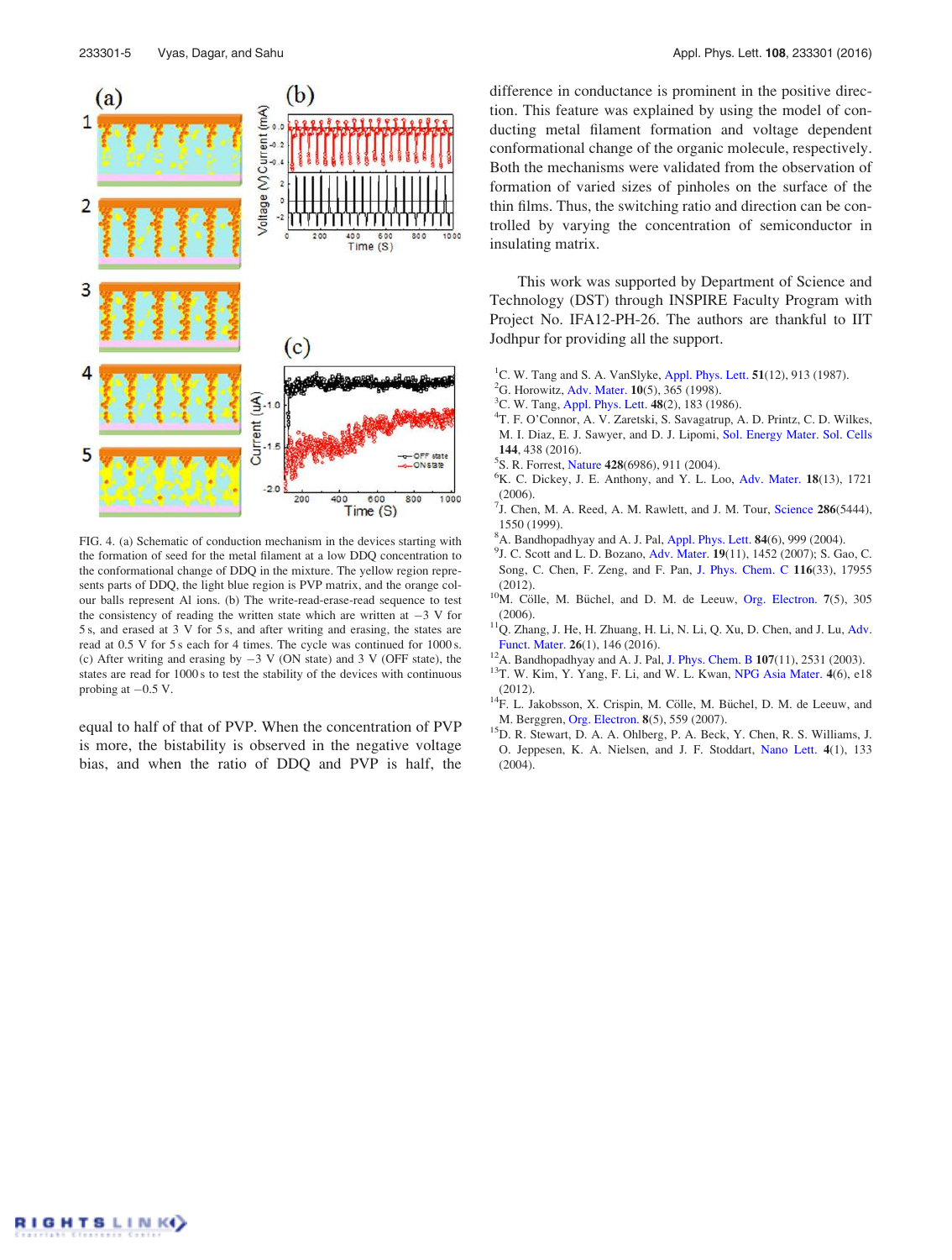(a)

1

2

3

4

5

(b)

Voltage (V) Current (mA)

0.0
-0.2
-0.4

2
0
-2

0 200 400 600 800 1000

Time (S)

(c)

Current (uA)

-1.0
-1.5
-2.0

200 400 600 800 1000

Time (S)

OFF state
ON state

FIG. 4. (a) Schematic of conduction mechanism in the devices starting with the formation of seed for the metal filament at a low DDQ concentration to the conformational change of DDQ in the mixture. The yellow region represents parts of DDQ, the light blue region is PVP matrix, and the orange colour balls represent Al ions. (b) The write-read-erase-read sequence to test the consistency of reading the written state which are written at −3 V for 5 s, and erased at 3 V for 5 s, and after writing and erasing, the states are read at 0.5 V for 5 s each for 4 times. The cycle was continued for 1000 s. (c) After writing and erasing by −3 V (ON state) and 3 V (OFF state), the states are read for 1000 s to test the stability of the devices with continuous probing at −0.5 V.

equal to half of that of PVP. When the concentration of PVP is more, the bistability is observed in the negative voltage bias, and when the ratio of DDQ and PVP is half, the difference in conductance is prominent in the positive direction. This feature was explained by using the model of conducting metal filament formation and voltage dependent conformational change of the organic molecule, respectively. Both the mechanisms were validated from the observation of formation of varied sizes of pinholes on the surface of the thin films. Thus, the switching ratio and direction can be controlled by varying the concentration of semiconductor in insulating matrix.

This work was supported by Department of Science and Technology (DST) through INSPIRE Faculty Program with Project No. IFA12-PH-26. The authors are thankful to IIT Jodhpur for providing all the support.

[1] C. W. Tang and S. A. VanSlyke, Appl. Phys. Lett. **51**(12), 913 (1987).
[2] G. Horowitz, Adv. Mater. **10**(5), 365 (1998).
[3] C. W. Tang, Appl. Phys. Lett. **48**(2), 183 (1986).
[4] T. F. O'Connor, A. V. Zaretski, S. Savagatrup, A. D. Printz, C. D. Wilkes, M. I. Diaz, E. J. Sawyer, and D. J. Lipomi, Sol. Energy Mater. Sol. Cells **144**, 438 (2016).
[5] S. R. Forrest, Nature **428**(6986), 911 (2004).
[6] K. C. Dickey, J. E. Anthony, and Y. L. Loo, Adv. Mater. **18**(13), 1721 (2006).
[7] J. Chen, M. A. Reed, A. M. Rawlett, and J. M. Tour, Science **286**(5444), 1550 (1999).
[8] A. Bandhopadhyay and A. J. Pal, Appl. Phys. Lett. **84**(6), 999 (2004).
[9] J. C. Scott and L. D. Bozano, Adv. Mater. **19**(11), 1452 (2007); S. Gao, C. Song, C. Chen, F. Zeng, and F. Pan, J. Phys. Chem. C **116**(33), 17955 (2012).
[10] M. Cölle, M. Büchel, and D. M. de Leeuw, Org. Electron. **7**(5), 305 (2006).
[11] Q. Zhang, J. He, H. Zhuang, H. Li, N. Li, Q. Xu, D. Chen, and J. Lu, Adv. Funct. Mater. **26**(1), 146 (2016).
[12] A. Bandhopadhyay and A. J. Pal, J. Phys. Chem. B **107**(11), 2531 (2003).
[13] T. W. Kim, Y. Yang, F. Li, and W. L. Kwan, NPG Asia Mater. **4**(6), e18 (2012).
[14] F. L. Jakobsson, X. Crispin, M. Cölle, M. Büchel, D. M. de Leeuw, and M. Berggren, Org. Electron. **8**(5), 559 (2007).
[15] D. R. Stewart, D. A. A. Ohlberg, P. A. Beck, Y. Chen, R. S. Williams, J. O. Jeppesen, K. A. Nielsen, and J. F. Stoddart, Nano Lett. **4**(1), 133 (2004).